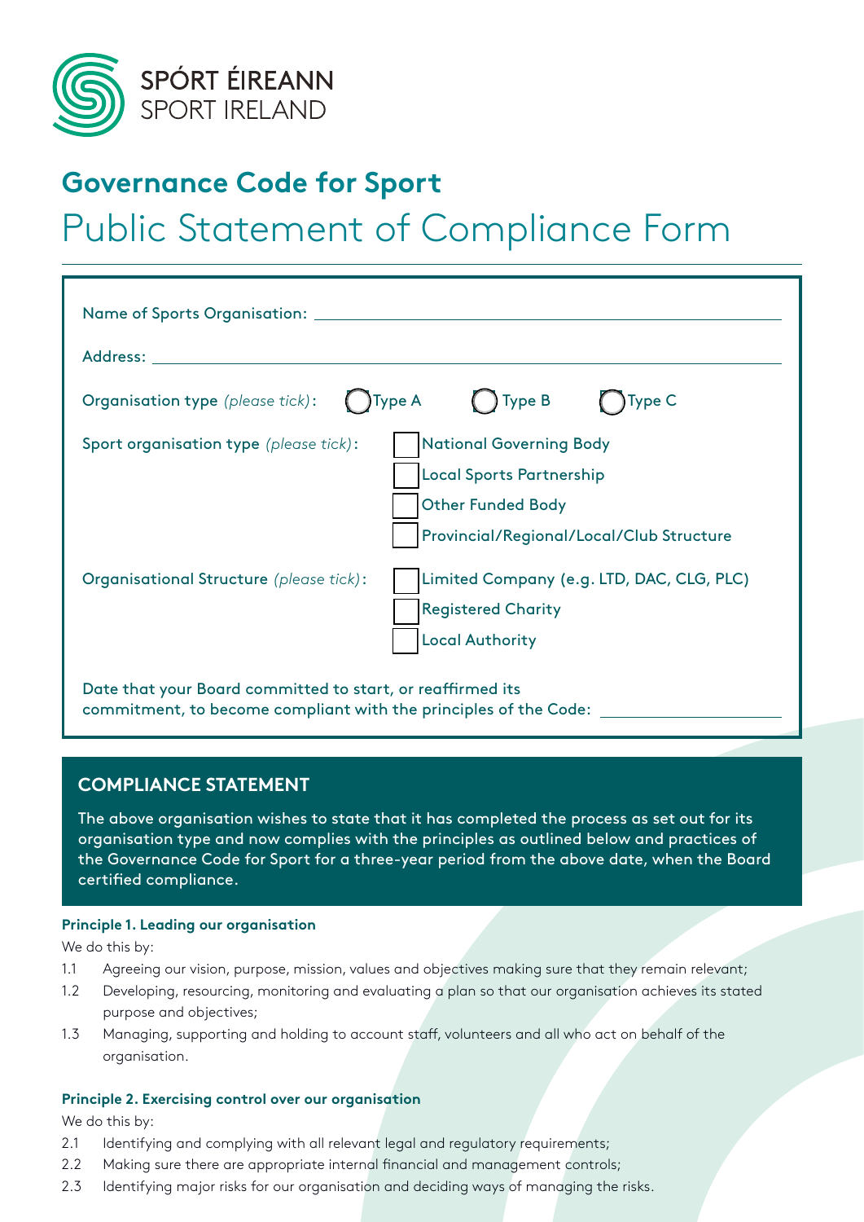SPÓRT ÉIREANN
SPORT IRELAND

# Governance Code for Sport

# Public Statement of Compliance Form

Name of Sports Organisation: ____________________

Address: ____________________

Organisation type *(please tick)*: ◯ Type A ◯ Type B ◯ Type C

Sport organisation type *(please tick)*:
- ☐ National Governing Body
- ☐ Local Sports Partnership
- ☐ Other Funded Body
- ☐ Provincial/Regional/Local/Club Structure

Organisational Structure *(please tick)*:
- ☐ Limited Company (e.g. LTD, DAC, CLG, PLC)
- ☐ Registered Charity
- ☐ Local Authority

Date that your Board committed to start, or reaffirmed its commitment, to become compliant with the principles of the Code: ____________________

## COMPLIANCE STATEMENT

The above organisation wishes to state that it has completed the process as set out for its organisation type and now complies with the principles as outlined below and practices of the Governance Code for Sport for a three-year period from the above date, when the Board certified compliance.

**Principle 1. Leading our organisation**

We do this by:

1.1 Agreeing our vision, purpose, mission, values and objectives making sure that they remain relevant;

1.2 Developing, resourcing, monitoring and evaluating a plan so that our organisation achieves its stated purpose and objectives;

1.3 Managing, supporting and holding to account staff, volunteers and all who act on behalf of the organisation.

**Principle 2. Exercising control over our organisation**

We do this by:

2.1 Identifying and complying with all relevant legal and regulatory requirements;

2.2 Making sure there are appropriate internal financial and management controls;

2.3 Identifying major risks for our organisation and deciding ways of managing the risks.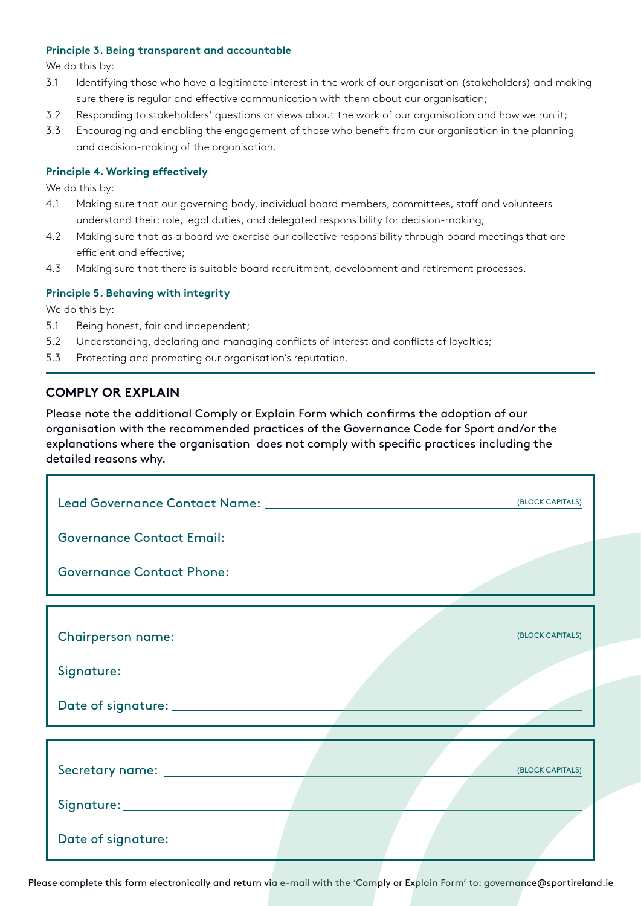**Principle 3. Being transparent and accountable**

We do this by:

3.1 Identifying those who have a legitimate interest in the work of our organisation (stakeholders) and making sure there is regular and effective communication with them about our organisation;

3.2 Responding to stakeholders' questions or views about the work of our organisation and how we run it;

3.3 Encouraging and enabling the engagement of those who benefit from our organisation in the planning and decision-making of the organisation.

**Principle 4. Working effectively**

We do this by:

4.1 Making sure that our governing body, individual board members, committees, staff and volunteers understand their: role, legal duties, and delegated responsibility for decision-making;

4.2 Making sure that as a board we exercise our collective responsibility through board meetings that are efficient and effective;

4.3 Making sure that there is suitable board recruitment, development and retirement processes.

**Principle 5. Behaving with integrity**

We do this by:

5.1 Being honest, fair and independent;

5.2 Understanding, declaring and managing conflicts of interest and conflicts of loyalties;

5.3 Protecting and promoting our organisation's reputation.

## COMPLY OR EXPLAIN

Please note the additional Comply or Explain Form which confirms the adoption of our organisation with the recommended practices of the Governance Code for Sport and/or the explanations where the organisation does not comply with specific practices including the detailed reasons why.

Lead Governance Contact Name: ______________________ (BLOCK CAPITALS)

Governance Contact Email: ______________________

Governance Contact Phone: ______________________

Chairperson name: ______________________ (BLOCK CAPITALS)

Signature: ______________________

Date of signature: ______________________

Secretary name: ______________________ (BLOCK CAPITALS)

Signature: ______________________

Date of signature: ______________________

Please complete this form electronically and return via e-mail with the 'Comply or Explain Form' to: governance@sportireland.ie